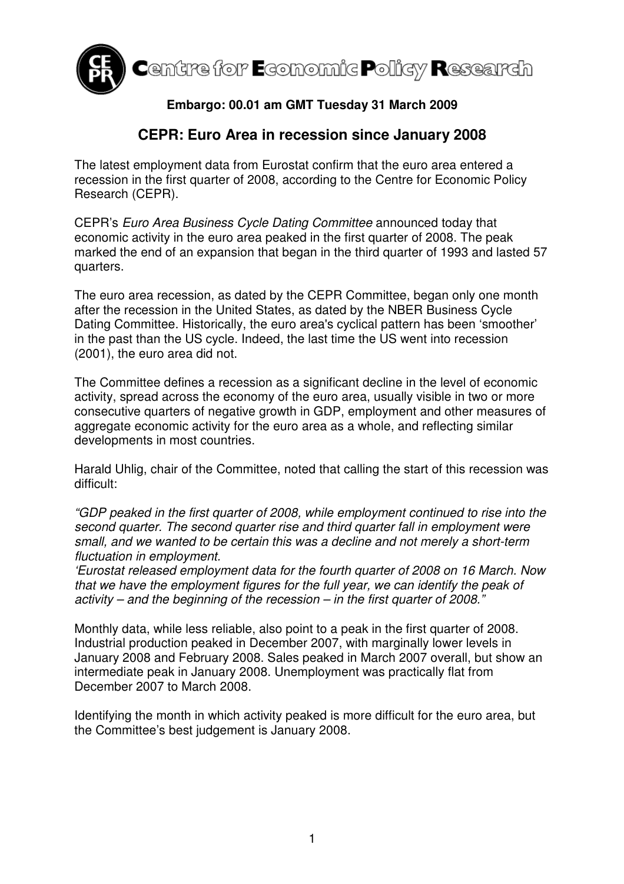**Centre for Economic Policy Research**

**Embargo: 00.01 am GMT Tuesday 31 March 2009**

# CEPR: Euro Area in recession since January 2008

The latest employment data from Eurostat confirm that the euro area entered a recession in the first quarter of 2008, according to the Centre for Economic Policy Research (CEPR).

CEPR's *Euro Area Business Cycle Dating Committee* announced today that economic activity in the euro area peaked in the first quarter of 2008. The peak marked the end of an expansion that began in the third quarter of 1993 and lasted 57 quarters.

The euro area recession, as dated by the CEPR Committee, began only one month after the recession in the United States, as dated by the NBER Business Cycle Dating Committee. Historically, the euro area's cyclical pattern has been 'smoother' in the past than the US cycle. Indeed, the last time the US went into recession (2001), the euro area did not.

The Committee defines a recession as a significant decline in the level of economic activity, spread across the economy of the euro area, usually visible in two or more consecutive quarters of negative growth in GDP, employment and other measures of aggregate economic activity for the euro area as a whole, and reflecting similar developments in most countries.

Harald Uhlig, chair of the Committee, noted that calling the start of this recession was difficult:

*"GDP peaked in the first quarter of 2008, while employment continued to rise into the second quarter. The second quarter rise and third quarter fall in employment were small, and we wanted to be certain this was a decline and not merely a short-term fluctuation in employment.*
*'Eurostat released employment data for the fourth quarter of 2008 on 16 March. Now that we have the employment figures for the full year, we can identify the peak of activity – and the beginning of the recession – in the first quarter of 2008."*

Monthly data, while less reliable, also point to a peak in the first quarter of 2008. Industrial production peaked in December 2007, with marginally lower levels in January 2008 and February 2008. Sales peaked in March 2007 overall, but show an intermediate peak in January 2008. Unemployment was practically flat from December 2007 to March 2008.

Identifying the month in which activity peaked is more difficult for the euro area, but the Committee's best judgement is January 2008.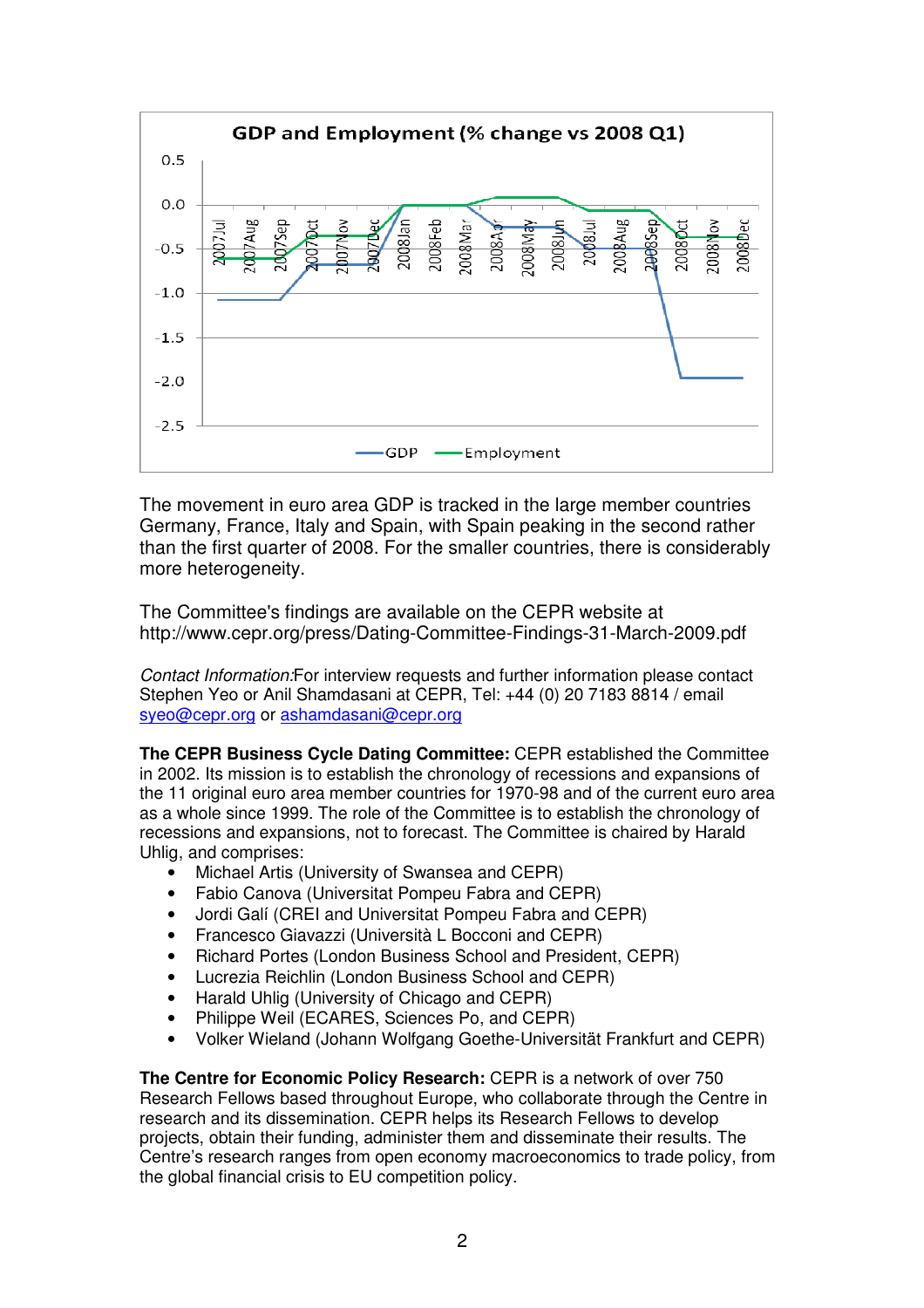GDP and Employment (% change vs 2008 Q1)

0.5
0.0
-0.5
-1.0
-1.5
-2.0
-2.5

2007Jul 2007Aug 2007Sep 2007Oct 2007Nov 2007Dec 2008Jan 2008Feb 2008Mar 2008Apr 2008May 2008Jun 2008Jul 2008Aug 2008Sep 2008Oct 2008Nov 2008Dec

GDP Employment

The movement in euro area GDP is tracked in the large member countries Germany, France, Italy and Spain, with Spain peaking in the second rather than the first quarter of 2008. For the smaller countries, there is considerably more heterogeneity.

The Committee's findings are available on the CEPR website at http://www.cepr.org/press/Dating-Committee-Findings-31-March-2009.pdf

*Contact Information:* For interview requests and further information please contact Stephen Yeo or Anil Shamdasani at CEPR, Tel: +44 (0) 20 7183 8814 / email syeo@cepr.org or ashamdasani@cepr.org

**The CEPR Business Cycle Dating Committee:** CEPR established the Committee in 2002. Its mission is to establish the chronology of recessions and expansions of the 11 original euro area member countries for 1970-98 and of the current euro area as a whole since 1999. The role of the Committee is to establish the chronology of recessions and expansions, not to forecast. The Committee is chaired by Harald Uhlig, and comprises:

- Michael Artis (University of Swansea and CEPR)
- Fabio Canova (Universitat Pompeu Fabra and CEPR)
- Jordi Galí (CREI and Universitat Pompeu Fabra and CEPR)
- Francesco Giavazzi (Università L Bocconi and CEPR)
- Richard Portes (London Business School and President, CEPR)
- Lucrezia Reichlin (London Business School and CEPR)
- Harald Uhlig (University of Chicago and CEPR)
- Philippe Weil (ECARES, Sciences Po, and CEPR)
- Volker Wieland (Johann Wolfgang Goethe-Universität Frankfurt and CEPR)

**The Centre for Economic Policy Research:** CEPR is a network of over 750 Research Fellows based throughout Europe, who collaborate through the Centre in research and its dissemination. CEPR helps its Research Fellows to develop projects, obtain their funding, administer them and disseminate their results. The Centre's research ranges from open economy macroeconomics to trade policy, from the global financial crisis to EU competition policy.